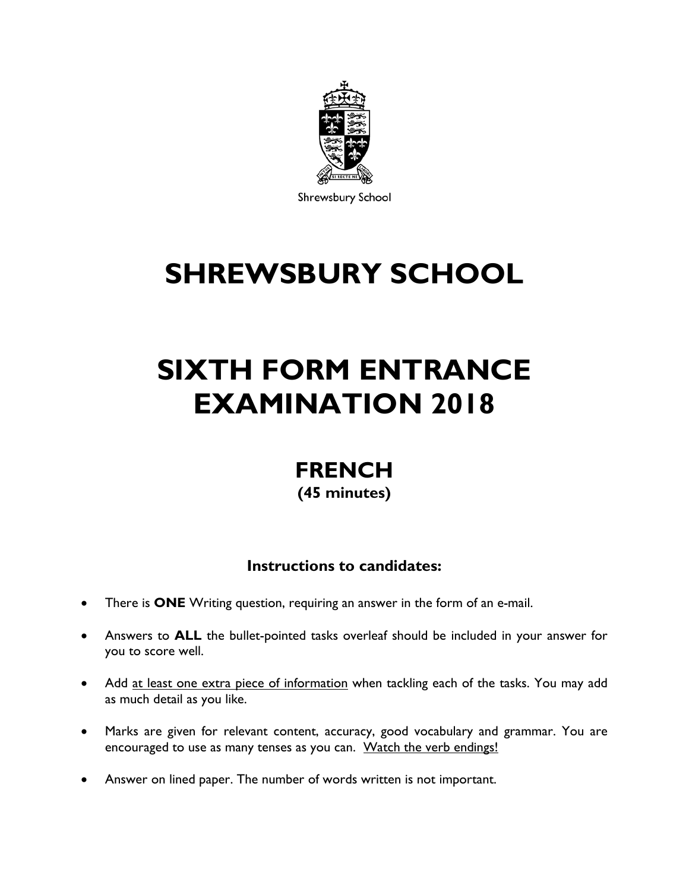Shrewsbury School

# SHREWSBURY SCHOOL

# SIXTH FORM ENTRANCE EXAMINATION 2018

## FRENCH

**(45 minutes)**

### Instructions to candidates:

- There is **ONE** Writing question, requiring an answer in the form of an e-mail.
- Answers to **ALL** the bullet-pointed tasks overleaf should be included in your answer for you to score well.
- Add at least one extra piece of information when tackling each of the tasks. You may add as much detail as you like.
- Marks are given for relevant content, accuracy, good vocabulary and grammar. You are encouraged to use as many tenses as you can. Watch the verb endings!
- Answer on lined paper. The number of words written is not important.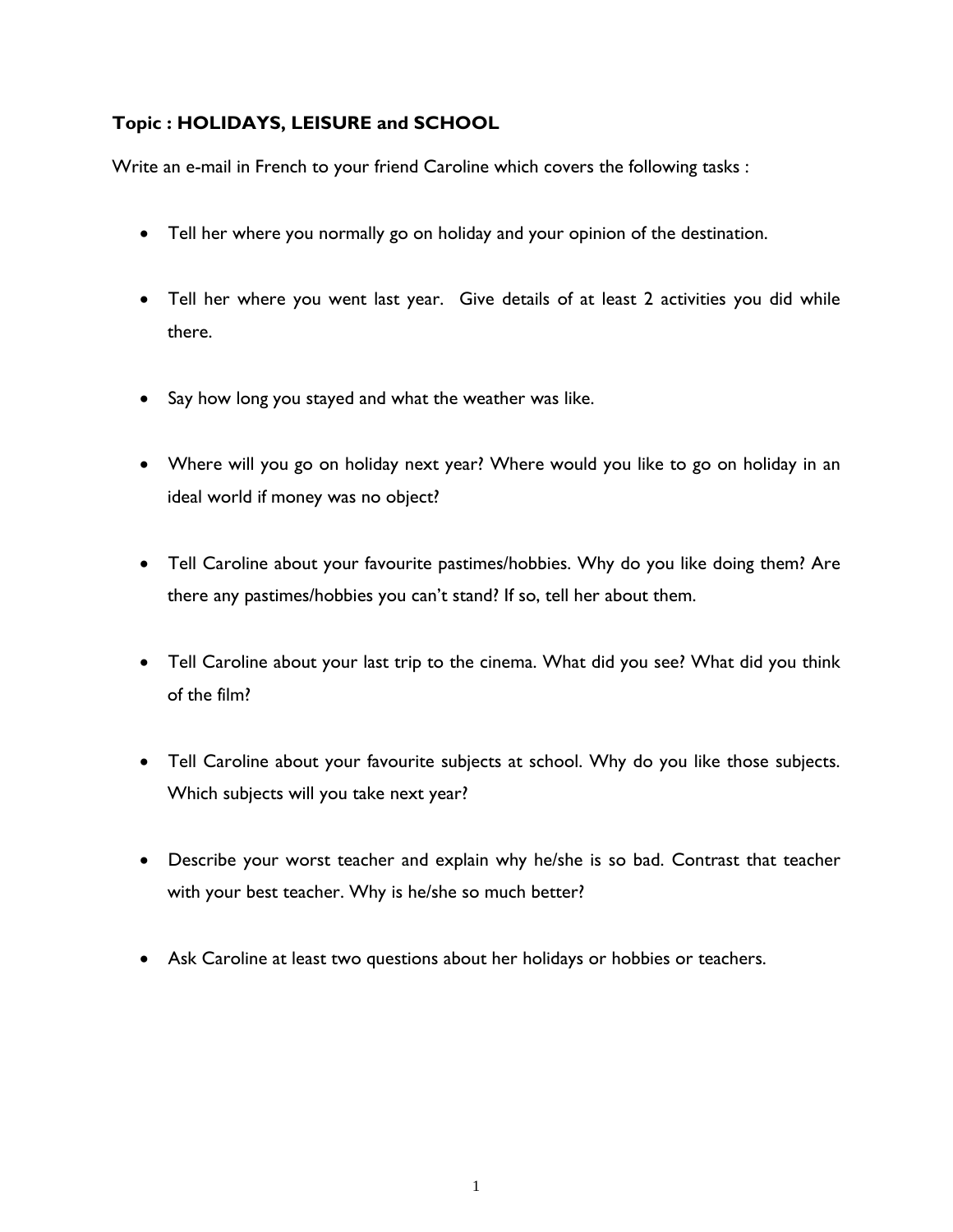**Topic : HOLIDAYS, LEISURE and SCHOOL**

Write an e-mail in French to your friend Caroline which covers the following tasks :

- Tell her where you normally go on holiday and your opinion of the destination.
- Tell her where you went last year. Give details of at least 2 activities you did while there.
- Say how long you stayed and what the weather was like.
- Where will you go on holiday next year? Where would you like to go on holiday in an ideal world if money was no object?
- Tell Caroline about your favourite pastimes/hobbies. Why do you like doing them? Are there any pastimes/hobbies you can't stand? If so, tell her about them.
- Tell Caroline about your last trip to the cinema. What did you see? What did you think of the film?
- Tell Caroline about your favourite subjects at school. Why do you like those subjects. Which subjects will you take next year?
- Describe your worst teacher and explain why he/she is so bad. Contrast that teacher with your best teacher. Why is he/she so much better?
- Ask Caroline at least two questions about her holidays or hobbies or teachers.